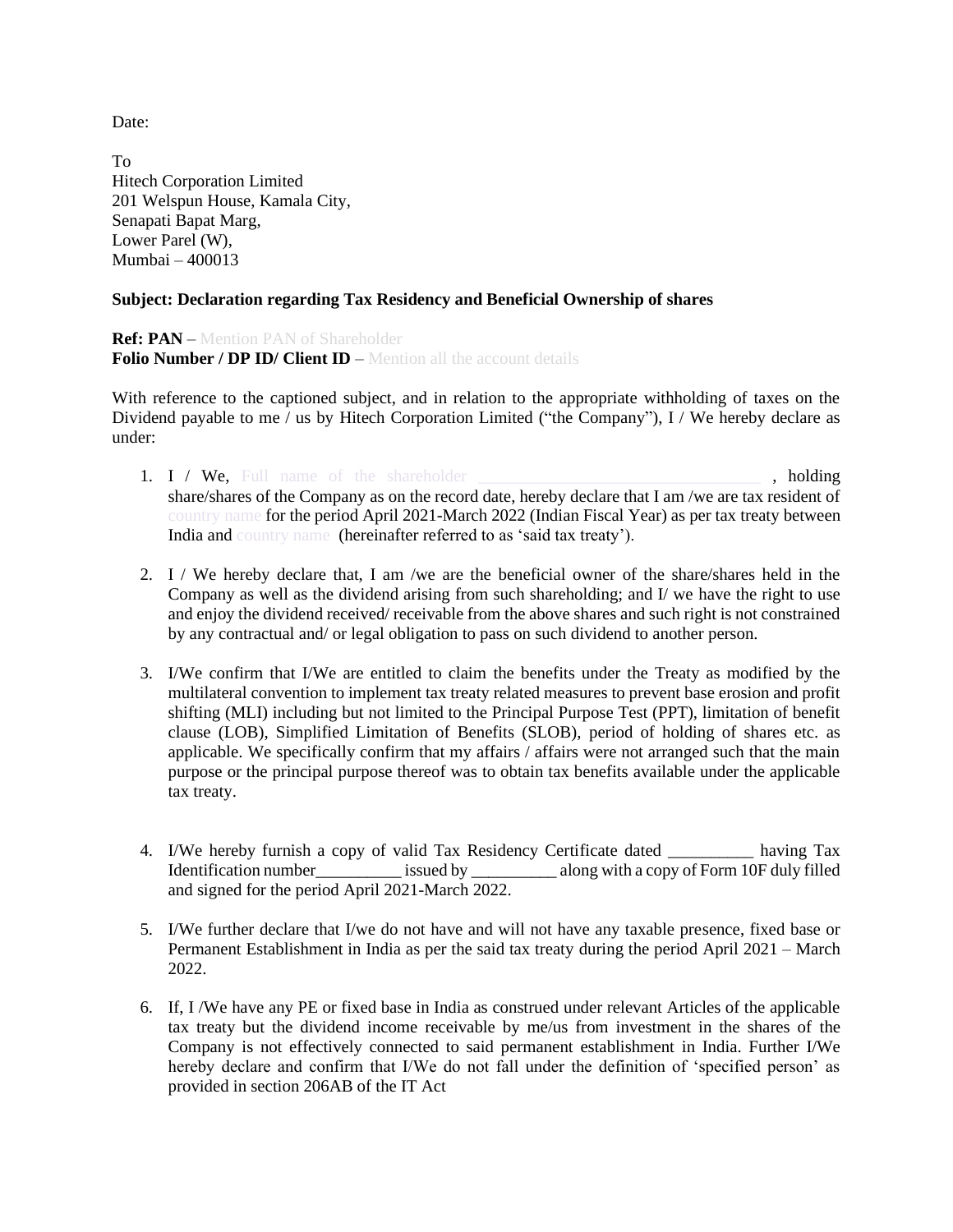Date:

To
Hitech Corporation Limited
201 Welspun House, Kamala City,
Senapati Bapat Marg,
Lower Parel (W),
Mumbai – 400013

**Subject: Declaration regarding Tax Residency and Beneficial Ownership of shares**

**Ref: PAN** – Mention PAN of Shareholder
**Folio Number / DP ID/ Client ID** – Mention all the account details

With reference to the captioned subject, and in relation to the appropriate withholding of taxes on the Dividend payable to me / us by Hitech Corporation Limited ("the Company"), I / We hereby declare as under:

1. I / We, Full name of the shareholder _________________________________ , holding share/shares of the Company as on the record date, hereby declare that I am /we are tax resident of country name for the period April 2021-March 2022 (Indian Fiscal Year) as per tax treaty between India and country name (hereinafter referred to as 'said tax treaty').

2. I / We hereby declare that, I am /we are the beneficial owner of the share/shares held in the Company as well as the dividend arising from such shareholding; and I/ we have the right to use and enjoy the dividend received/ receivable from the above shares and such right is not constrained by any contractual and/ or legal obligation to pass on such dividend to another person.

3. I/We confirm that I/We are entitled to claim the benefits under the Treaty as modified by the multilateral convention to implement tax treaty related measures to prevent base erosion and profit shifting (MLI) including but not limited to the Principal Purpose Test (PPT), limitation of benefit clause (LOB), Simplified Limitation of Benefits (SLOB), period of holding of shares etc. as applicable. We specifically confirm that my affairs / affairs were not arranged such that the main purpose or the principal purpose thereof was to obtain tax benefits available under the applicable tax treaty.

4. I/We hereby furnish a copy of valid Tax Residency Certificate dated __________ having Tax Identification number__________ issued by __________ along with a copy of Form 10F duly filled and signed for the period April 2021-March 2022.

5. I/We further declare that I/we do not have and will not have any taxable presence, fixed base or Permanent Establishment in India as per the said tax treaty during the period April 2021 – March 2022.

6. If, I /We have any PE or fixed base in India as construed under relevant Articles of the applicable tax treaty but the dividend income receivable by me/us from investment in the shares of the Company is not effectively connected to said permanent establishment in India. Further I/We hereby declare and confirm that I/We do not fall under the definition of 'specified person' as provided in section 206AB of the IT Act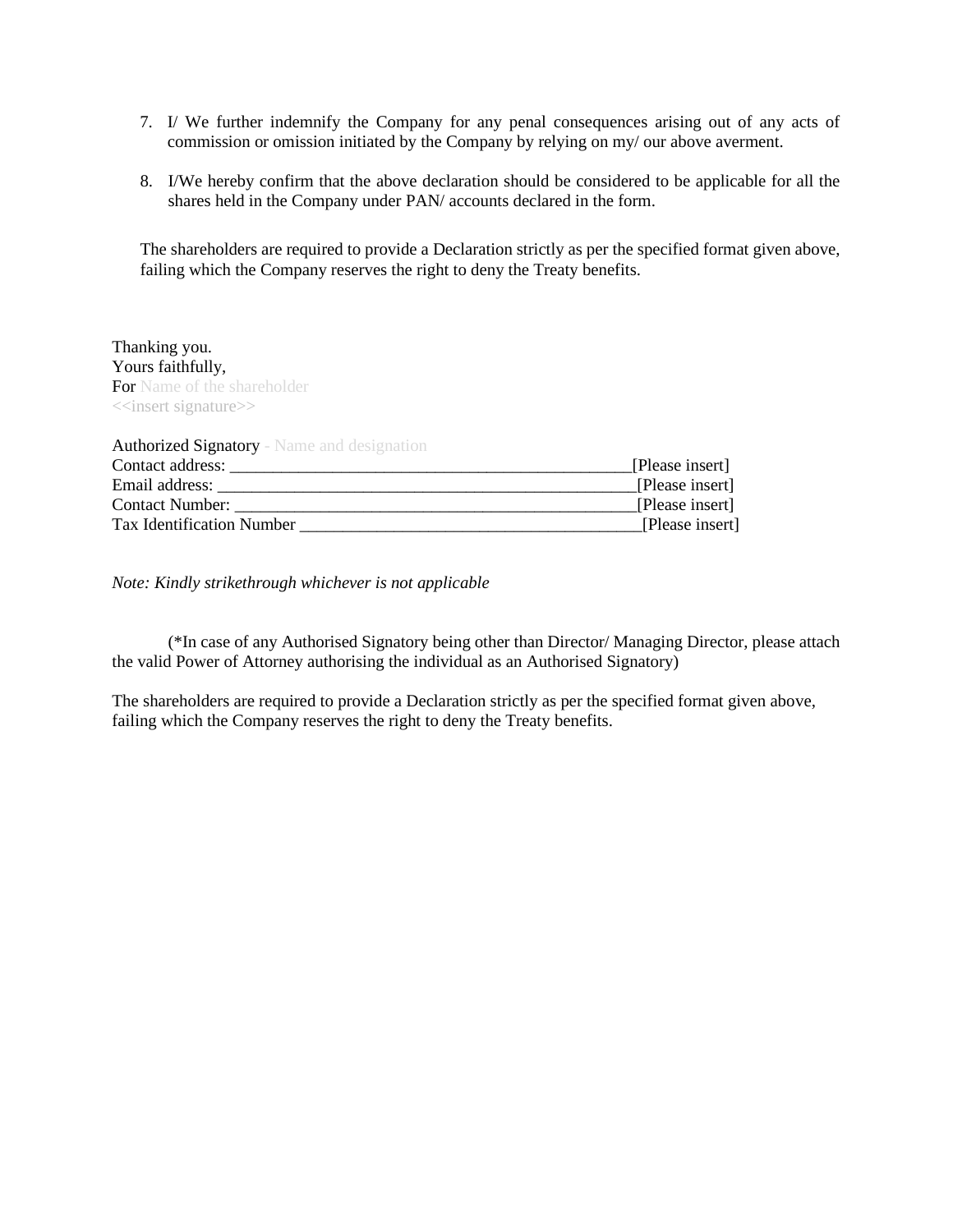7. I/ We further indemnify the Company for any penal consequences arising out of any acts of commission or omission initiated by the Company by relying on my/ our above averment.

8. I/We hereby confirm that the above declaration should be considered to be applicable for all the shares held in the Company under PAN/ accounts declared in the form.

The shareholders are required to provide a Declaration strictly as per the specified format given above, failing which the Company reserves the right to deny the Treaty benefits.

Thanking you.
Yours faithfully,
For Name of the shareholder
<<insert signature>>

Authorized Signatory - Name and designation
Contact address: ________________________________________________[Please insert]
Email address: __________________________________________________[Please insert]
Contact Number: ________________________________________________[Please insert]
Tax Identification Number ________________________________________[Please insert]

*Note: Kindly strikethrough whichever is not applicable*

(*In case of any Authorised Signatory being other than Director/ Managing Director, please attach the valid Power of Attorney authorising the individual as an Authorised Signatory)

The shareholders are required to provide a Declaration strictly as per the specified format given above, failing which the Company reserves the right to deny the Treaty benefits.